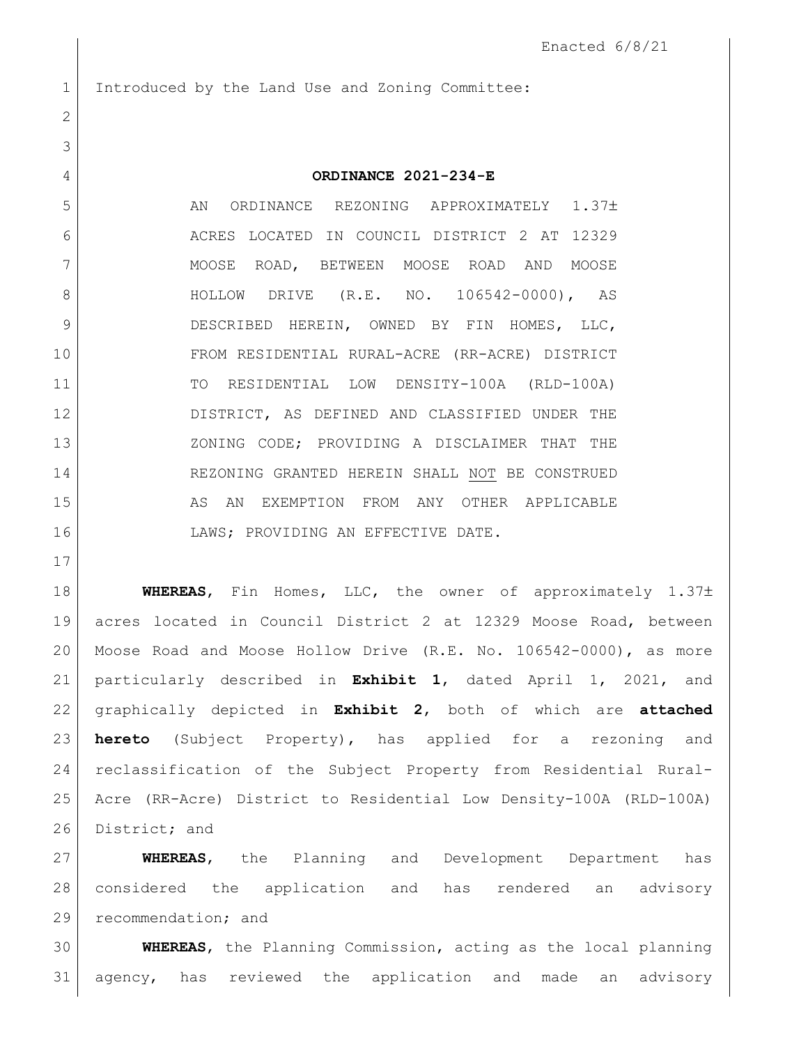Enacted 6/8/21

Introduced by the Land Use and Zoning Committee:

**ORDINANCE 2021-234-E**

AN ORDINANCE REZONING APPROXIMATELY 1.37± ACRES LOCATED IN COUNCIL DISTRICT 2 AT 12329 MOOSE ROAD, BETWEEN MOOSE ROAD AND MOOSE HOLLOW DRIVE (R.E. NO. 106542-0000), AS DESCRIBED HEREIN, OWNED BY FIN HOMES, LLC, FROM RESIDENTIAL RURAL-ACRE (RR-ACRE) DISTRICT TO RESIDENTIAL LOW DENSITY-100A (RLD-100A) DISTRICT, AS DEFINED AND CLASSIFIED UNDER THE ZONING CODE; PROVIDING A DISCLAIMER THAT THE REZONING GRANTED HEREIN SHALL NOT BE CONSTRUED AS AN EXEMPTION FROM ANY OTHER APPLICABLE LAWS; PROVIDING AN EFFECTIVE DATE.

**WHEREAS**, Fin Homes, LLC, the owner of approximately 1.37± acres located in Council District 2 at 12329 Moose Road, between Moose Road and Moose Hollow Drive (R.E. No. 106542-0000), as more particularly described in **Exhibit 1**, dated April 1, 2021, and graphically depicted in **Exhibit 2**, both of which are **attached hereto** (Subject Property), has applied for a rezoning and reclassification of the Subject Property from Residential Rural-Acre (RR-Acre) District to Residential Low Density-100A (RLD-100A) District; and

**WHEREAS**, the Planning and Development Department has considered the application and has rendered an advisory recommendation; and

**WHEREAS**, the Planning Commission, acting as the local planning agency, has reviewed the application and made an advisory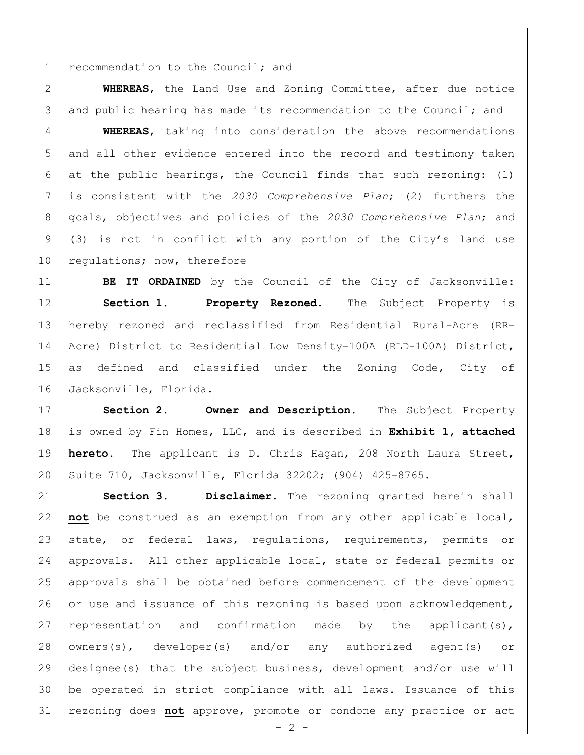recommendation to the Council; and

**WHEREAS**, the Land Use and Zoning Committee, after due notice and public hearing has made its recommendation to the Council; and

**WHEREAS**, taking into consideration the above recommendations and all other evidence entered into the record and testimony taken at the public hearings, the Council finds that such rezoning: (1) is consistent with the *2030 Comprehensive Plan*; (2) furthers the goals, objectives and policies of the *2030 Comprehensive Plan*; and (3) is not in conflict with any portion of the City's land use regulations; now, therefore

**BE IT ORDAINED** by the Council of the City of Jacksonville:

**Section 1. Property Rezoned.** The Subject Property is hereby rezoned and reclassified from Residential Rural-Acre (RR-Acre) District to Residential Low Density-100A (RLD-100A) District, as defined and classified under the Zoning Code, City of Jacksonville, Florida.

**Section 2. Owner and Description.** The Subject Property is owned by Fin Homes, LLC, and is described in **Exhibit 1, attached hereto**. The applicant is D. Chris Hagan, 208 North Laura Street, Suite 710, Jacksonville, Florida 32202; (904) 425-8765.

**Section 3. Disclaimer.** The rezoning granted herein shall **not** be construed as an exemption from any other applicable local, state, or federal laws, regulations, requirements, permits or approvals. All other applicable local, state or federal permits or approvals shall be obtained before commencement of the development or use and issuance of this rezoning is based upon acknowledgement, representation and confirmation made by the applicant(s), owners(s), developer(s) and/or any authorized agent(s) or designee(s) that the subject business, development and/or use will be operated in strict compliance with all laws. Issuance of this rezoning does **not** approve, promote or condone any practice or act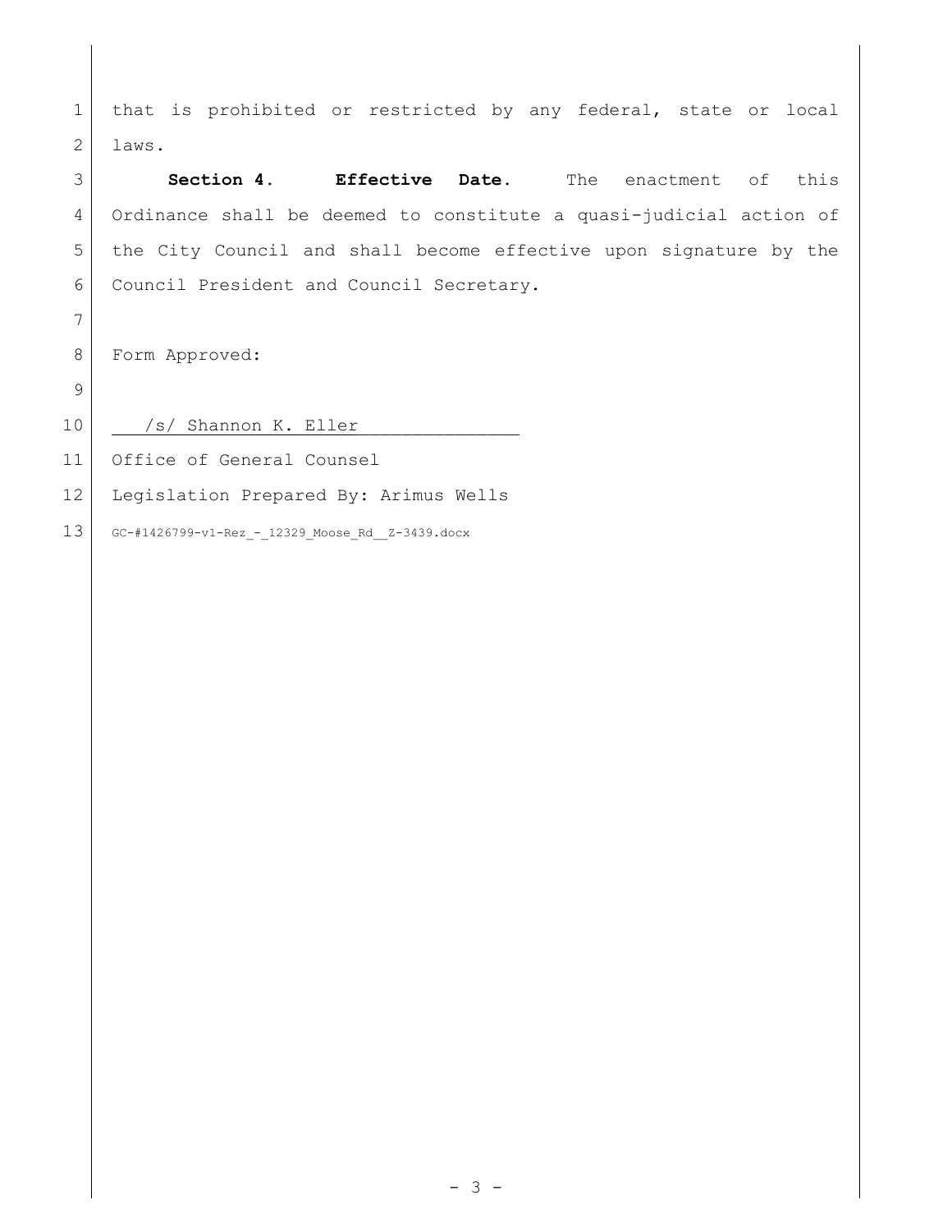that is prohibited or restricted by any federal, state or local laws.

**Section 4. Effective Date.** The enactment of this Ordinance shall be deemed to constitute a quasi-judicial action of the City Council and shall become effective upon signature by the Council President and Council Secretary.

Form Approved:

/s/ Shannon K. Eller

Office of General Counsel

Legislation Prepared By: Arimus Wells

GC-#1426799-v1-Rez_-_12329_Moose_Rd__Z-3439.docx